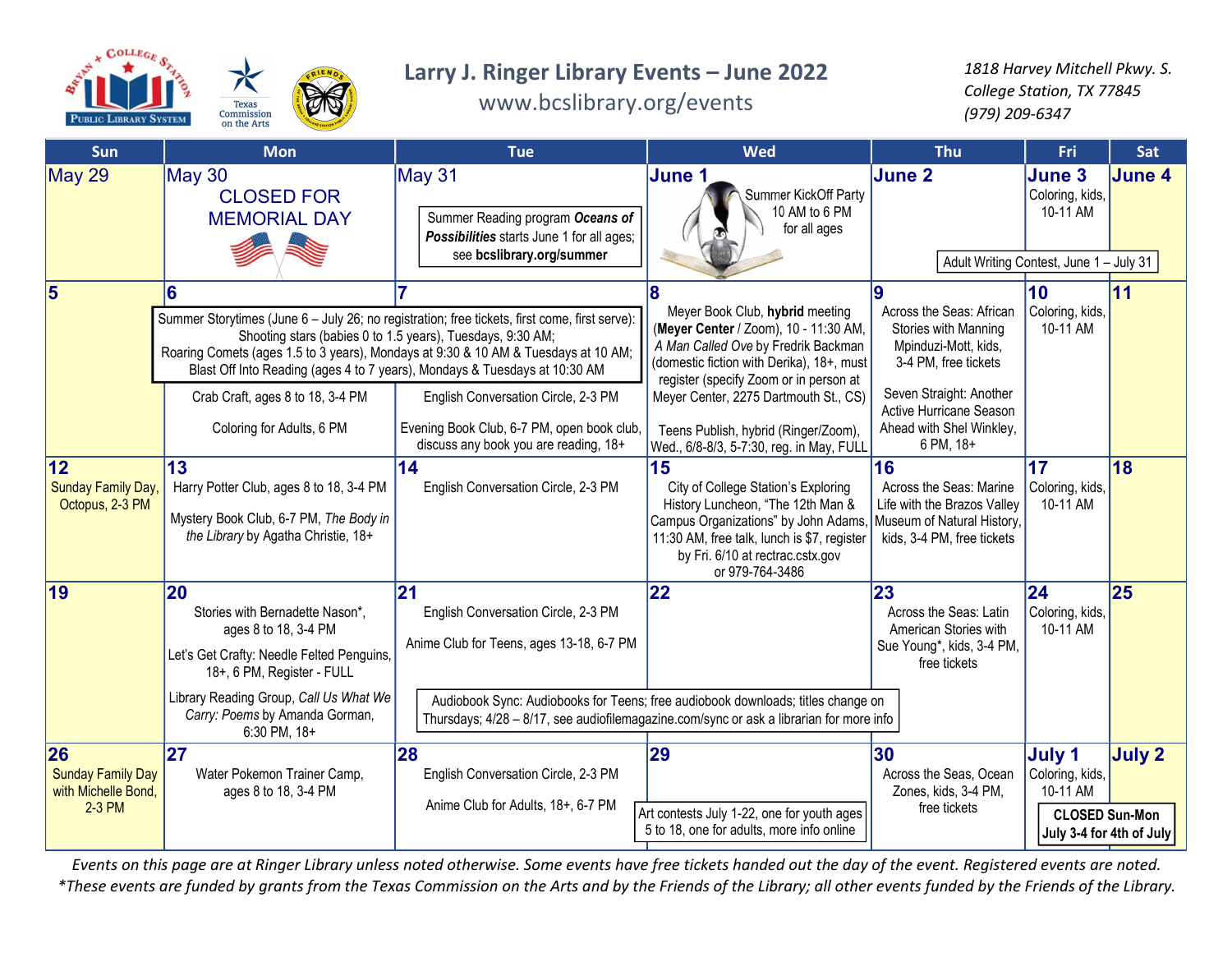# Larry J. Ringer Library Events – June 2022

www.bcslibrary.org/events

*1818 Harvey Mitchell Pkwy. S.*
*College Station, TX 77845*
*(979) 209-6347*

| Sun | Mon | Tue | Wed | Thu | Fri | Sat |
|---|---|---|---|---|---|---|
| May 29 | May 30<br>CLOSED FOR MEMORIAL DAY | May 31<br>Summer Reading program ***Oceans of Possibilities*** starts June 1 for all ages; see **bcslibrary.org/summer** | **June 1**<br>Summer KickOff Party 10 AM to 6 PM for all ages | **June 2** | **June 3**<br>Coloring, kids, 10-11 AM | **June 4** |
| **5** | **6**<br>Crab Craft, ages 8 to 18, 3-4 PM<br>Coloring for Adults, 6 PM | **7**<br>English Conversation Circle, 2-3 PM<br>Evening Book Club, 6-7 PM, open book club, discuss any book you are reading, 18+ | **8**<br>Meyer Book Club, **hybrid** meeting (**Meyer Center** / Zoom), 10 - 11:30 AM, *A Man Called Ove* by Fredrik Backman (domestic fiction with Derika), 18+, must register (specify Zoom or in person at Meyer Center, 2275 Dartmouth St., CS)<br>Teens Publish, hybrid (Ringer/Zoom), Wed., 6/8-8/3, 5-7:30, reg. in May, FULL | **9**<br>Across the Seas: African Stories with Manning Mpinduzi-Mott, kids, 3-4 PM, free tickets<br>Seven Straight: Another Active Hurricane Season Ahead with Shel Winkley, 6 PM, 18+ | **10**<br>Coloring, kids, 10-11 AM | **11** |
| **12**<br>Sunday Family Day, Octopus, 2-3 PM | **13**<br>Harry Potter Club, ages 8 to 18, 3-4 PM<br>Mystery Book Club, 6-7 PM, *The Body in the Library* by Agatha Christie, 18+ | **14**<br>English Conversation Circle, 2-3 PM | **15**<br>City of College Station's Exploring History Luncheon, "The 12th Man & Campus Organizations" by John Adams, 11:30 AM, free talk, lunch is $7, register by Fri. 6/10 at rectrac.cstx.gov or 979-764-3486 | **16**<br>Across the Seas: Marine Life with the Brazos Valley Museum of Natural History, kids, 3-4 PM, free tickets | **17**<br>Coloring, kids, 10-11 AM | **18** |
| **19** | **20**<br>Stories with Bernadette Nason*, ages 8 to 18, 3-4 PM<br>Let's Get Crafty: Needle Felted Penguins, 18+, 6 PM, Register - FULL<br>Library Reading Group, *Call Us What We Carry: Poems* by Amanda Gorman, 6:30 PM, 18+ | **21**<br>English Conversation Circle, 2-3 PM<br>Anime Club for Teens, ages 13-18, 6-7 PM | **22** | **23**<br>Across the Seas: Latin American Stories with Sue Young*, kids, 3-4 PM, free tickets | **24**<br>Coloring, kids, 10-11 AM | **25** |
| **26**<br>Sunday Family Day with Michelle Bond, 2-3 PM | **27**<br>Water Pokemon Trainer Camp, ages 8 to 18, 3-4 PM | **28**<br>English Conversation Circle, 2-3 PM<br>Anime Club for Adults, 18+, 6-7 PM | **29**<br>Art contests July 1-22, one for youth ages 5 to 18, one for adults, more info online | **30**<br>Across the Seas, Ocean Zones, kids, 3-4 PM, free tickets | **July 1**<br>Coloring, kids, 10-11 AM | **July 2**<br>**CLOSED Sun-Mon July 3-4 for 4th of July** |

Adult Writing Contest, June 1 – July 31

Summer Storytimes (June 6 – July 26; no registration; free tickets, first come, first serve): Shooting stars (babies 0 to 1.5 years), Tuesdays, 9:30 AM; Roaring Comets (ages 1.5 to 3 years), Mondays at 9:30 & 10 AM & Tuesdays at 10 AM; Blast Off Into Reading (ages 4 to 7 years), Mondays & Tuesdays at 10:30 AM

Audiobook Sync: Audiobooks for Teens; free audiobook downloads; titles change on Thursdays; 4/28 – 8/17, see audiofilemagazine.com/sync or ask a librarian for more info

*Events on this page are at Ringer Library unless noted otherwise. Some events have free tickets handed out the day of the event. Registered events are noted.*
**These events are funded by grants from the Texas Commission on the Arts and by the Friends of the Library; all other events funded by the Friends of the Library.*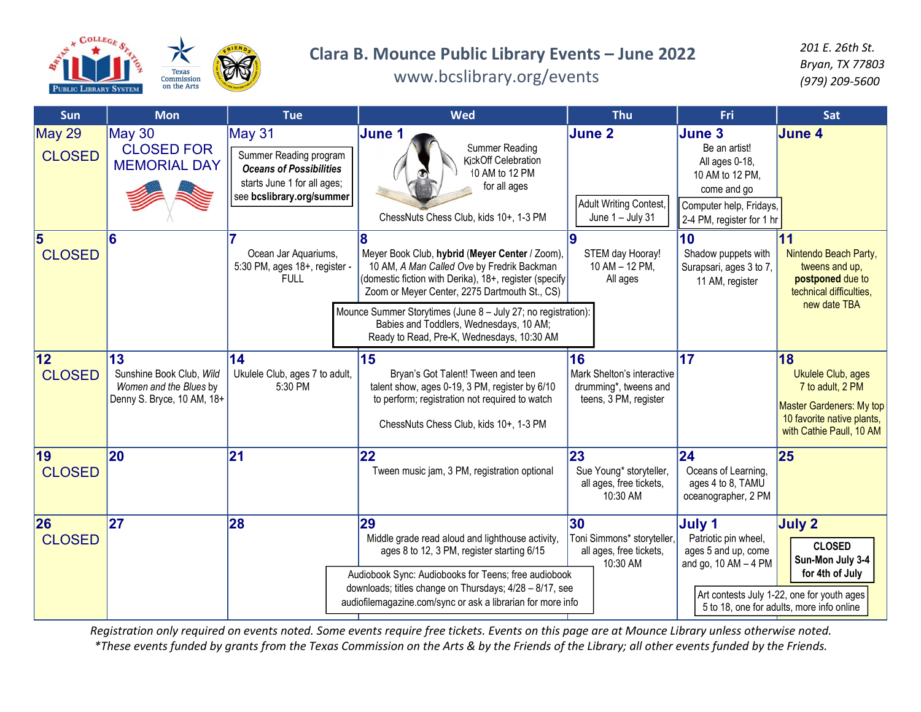# Clara B. Mounce Public Library Events – June 2022

www.bcslibrary.org/events

*201 E. 26th St.*
*Bryan, TX 77803*
*(979) 209-5600*

| Sun | Mon | Tue | Wed | Thu | Fri | Sat |
|---|---|---|---|---|---|---|
| May 29<br>CLOSED | May 30<br>CLOSED FOR MEMORIAL DAY | May 31<br>Summer Reading program ***Oceans of Possibilities*** starts June 1 for all ages; see **bcslibrary.org/summer** | June 1<br>Summer Reading KickOff Celebration 10 AM to 12 PM for all ages<br>ChessNuts Chess Club, kids 10+, 1-3 PM | June 2<br>Adult Writing Contest, June 1 – July 31 | June 3<br>Be an artist! All ages 0-18, 10 AM to 12 PM, come and go<br>Computer help, Fridays, 2-4 PM, register for 1 hr | June 4 |
| 5<br>CLOSED | 6 | 7<br>Ocean Jar Aquariums, 5:30 PM, ages 18+, register - FULL | 8<br>Meyer Book Club, **hybrid** (**Meyer Center** / Zoom), 10 AM, *A Man Called Ove* by Fredrik Backman (domestic fiction with Derika), 18+, register (specify Zoom or Meyer Center, 2275 Dartmouth St., CS)<br>Mounce Summer Storytimes (June 8 – July 27; no registration): Babies and Toddlers, Wednesdays, 10 AM; Ready to Read, Pre-K, Wednesdays, 10:30 AM | 9<br>STEM day Hooray! 10 AM – 12 PM, All ages | 10<br>Shadow puppets with Surapsari, ages 3 to 7, 11 AM, register | 11<br>Nintendo Beach Party, tweens and up, **postponed** due to technical difficulties, new date TBA |
| 12<br>CLOSED | 13<br>Sunshine Book Club, *Wild Women and the Blues* by Denny S. Bryce, 10 AM, 18+ | 14<br>Ukulele Club, ages 7 to adult, 5:30 PM | 15<br>Bryan's Got Talent! Tween and teen talent show, ages 0-19, 3 PM, register by 6/10 to perform; registration not required to watch<br>ChessNuts Chess Club, kids 10+, 1-3 PM | 16<br>Mark Shelton's interactive drumming*, tweens and teens, 3 PM, register | 17 | 18<br>Ukulele Club, ages 7 to adult, 2 PM<br>Master Gardeners: My top 10 favorite native plants, with Cathie Paull, 10 AM |
| 19<br>CLOSED | 20 | 21 | 22<br>Tween music jam, 3 PM, registration optional | 23<br>Sue Young* storyteller, all ages, free tickets, 10:30 AM | 24<br>Oceans of Learning, ages 4 to 8, TAMU oceanographer, 2 PM | 25 |
| 26<br>CLOSED | 27 | 28 | 29<br>Middle grade read aloud and lighthouse activity, ages 8 to 12, 3 PM, register starting 6/15<br>Audiobook Sync: Audiobooks for Teens; free audiobook downloads; titles change on Thursdays; 4/28 – 8/17, see audiofilemagazine.com/sync or ask a librarian for more info | 30<br>Toni Simmons* storyteller, all ages, free tickets, 10:30 AM | July 1<br>Patriotic pin wheel, ages 5 and up, come and go, 10 AM – 4 PM<br>Art contests July 1-22, one for youth ages 5 to 18, one for adults, more info online | July 2<br>**CLOSED Sun-Mon July 3-4 for 4th of July** |

*Registration only required on events noted. Some events require free tickets. Events on this page are at Mounce Library unless otherwise noted.*

*\*These events funded by grants from the Texas Commission on the Arts & by the Friends of the Library; all other events funded by the Friends.*